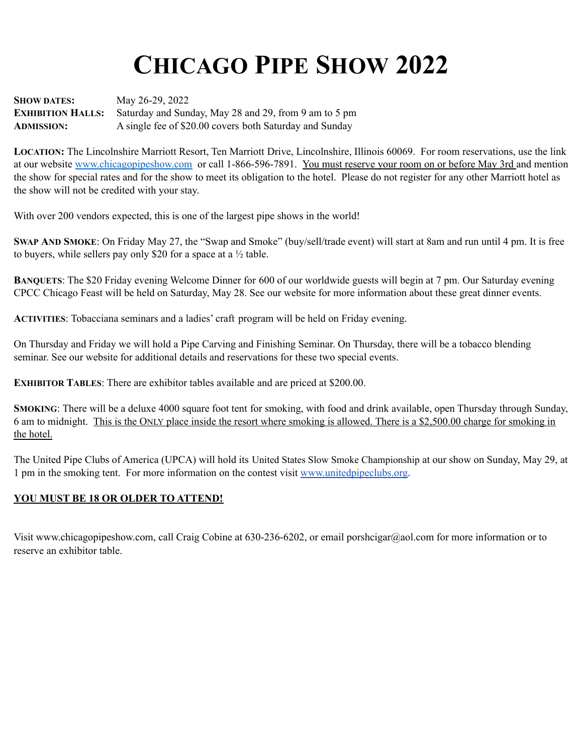# CHICAGO PIPE SHOW 2022

**SHOW DATES:** May 26-29, 2022
**EXHIBITION HALLS:** Saturday and Sunday, May 28 and 29, from 9 am to 5 pm
**ADMISSION:** A single fee of $20.00 covers both Saturday and Sunday

**LOCATION:** The Lincolnshire Marriott Resort, Ten Marriott Drive, Lincolnshire, Illinois 60069. For room reservations, use the link at our website www.chicagopipeshow.com or call 1-866-596-7891. You must reserve your room on or before May 3rd and mention the show for special rates and for the show to meet its obligation to the hotel. Please do not register for any other Marriott hotel as the show will not be credited with your stay.

With over 200 vendors expected, this is one of the largest pipe shows in the world!

**SWAP AND SMOKE**: On Friday May 27, the "Swap and Smoke" (buy/sell/trade event) will start at 8am and run until 4 pm. It is free to buyers, while sellers pay only $20 for a space at a ½ table.

**BANQUETS**: The $20 Friday evening Welcome Dinner for 600 of our worldwide guests will begin at 7 pm. Our Saturday evening CPCC Chicago Feast will be held on Saturday, May 28. See our website for more information about these great dinner events.

**ACTIVITIES**: Tobacciana seminars and a ladies' craft program will be held on Friday evening.

On Thursday and Friday we will hold a Pipe Carving and Finishing Seminar. On Thursday, there will be a tobacco blending seminar. See our website for additional details and reservations for these two special events.

**EXHIBITOR TABLES**: There are exhibitor tables available and are priced at $200.00.

**SMOKING**: There will be a deluxe 4000 square foot tent for smoking, with food and drink available, open Thursday through Sunday, 6 am to midnight. This is the ONLY place inside the resort where smoking is allowed. There is a $2,500.00 charge for smoking in the hotel.

The United Pipe Clubs of America (UPCA) will hold its United States Slow Smoke Championship at our show on Sunday, May 29, at 1 pm in the smoking tent. For more information on the contest visit www.unitedpipeclubs.org.

**YOU MUST BE 18 OR OLDER TO ATTEND!**

Visit www.chicagopipeshow.com, call Craig Cobine at 630-236-6202, or email porshcigar@aol.com for more information or to reserve an exhibitor table.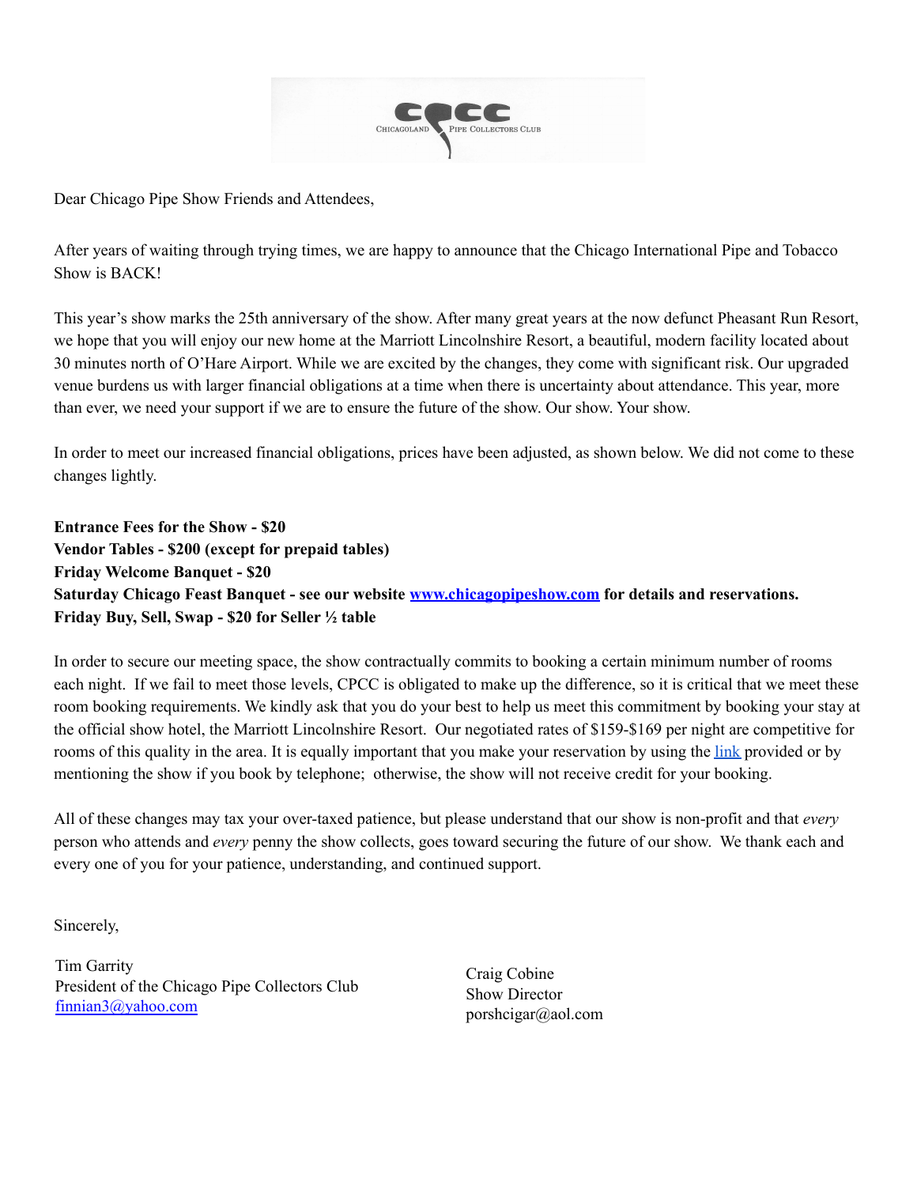CPCC
CHICAGOLAND PIPE COLLECTORS CLUB

Dear Chicago Pipe Show Friends and Attendees,

After years of waiting through trying times, we are happy to announce that the Chicago International Pipe and Tobacco Show is BACK!

This year's show marks the 25th anniversary of the show. After many great years at the now defunct Pheasant Run Resort, we hope that you will enjoy our new home at the Marriott Lincolnshire Resort, a beautiful, modern facility located about 30 minutes north of O'Hare Airport. While we are excited by the changes, they come with significant risk. Our upgraded venue burdens us with larger financial obligations at a time when there is uncertainty about attendance. This year, more than ever, we need your support if we are to ensure the future of the show. Our show. Your show.

In order to meet our increased financial obligations, prices have been adjusted, as shown below. We did not come to these changes lightly.

**Entrance Fees for the Show - $20**
**Vendor Tables - $200 (except for prepaid tables)**
**Friday Welcome Banquet - $20**
**Saturday Chicago Feast Banquet - see our website [www.chicagopipeshow.com](www.chicagopipeshow.com) for details and reservations.**
**Friday Buy, Sell, Swap - $20 for Seller ½ table**

In order to secure our meeting space, the show contractually commits to booking a certain minimum number of rooms each night. If we fail to meet those levels, CPCC is obligated to make up the difference, so it is critical that we meet these room booking requirements. We kindly ask that you do your best to help us meet this commitment by booking your stay at the official show hotel, the Marriott Lincolnshire Resort. Our negotiated rates of $159-$169 per night are competitive for rooms of this quality in the area. It is equally important that you make your reservation by using the link provided or by mentioning the show if you book by telephone; otherwise, the show will not receive credit for your booking.

All of these changes may tax your over-taxed patience, but please understand that our show is non-profit and that *every* person who attends and *every* penny the show collects, goes toward securing the future of our show. We thank each and every one of you for your patience, understanding, and continued support.

Sincerely,

Tim Garrity
President of the Chicago Pipe Collectors Club
finnian3@yahoo.com

Craig Cobine
Show Director
porshcigar@aol.com